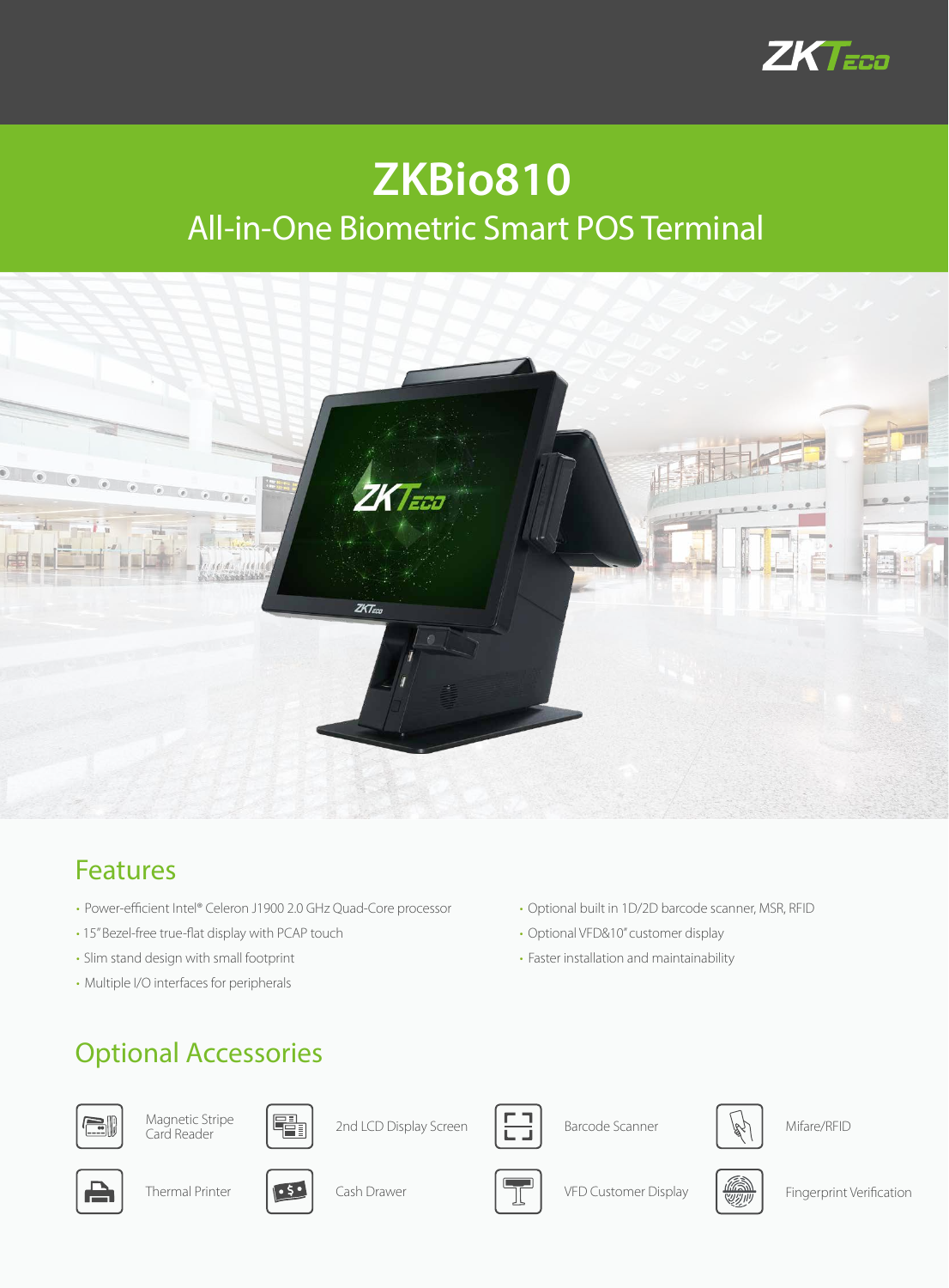# ZKBio810

## All-in-One Biometric Smart POS Terminal

## Features

- Power-efficient Intel® Celeron J1900 2.0 GHz Quad-Core processor
- 15" Bezel-free true-flat display with PCAP touch
- Slim stand design with small footprint
- Multiple I/O interfaces for peripherals
- Optional built in 1D/2D barcode scanner, MSR, RFID
- Optional VFD&10" customer display
- Faster installation and maintainability

## Optional Accessories

- Magnetic Stripe Card Reader
- 2nd LCD Display Screen
- Barcode Scanner
- Mifare/RFID
- Thermal Printer
- Cash Drawer
- VFD Customer Display
- Fingerprint Verification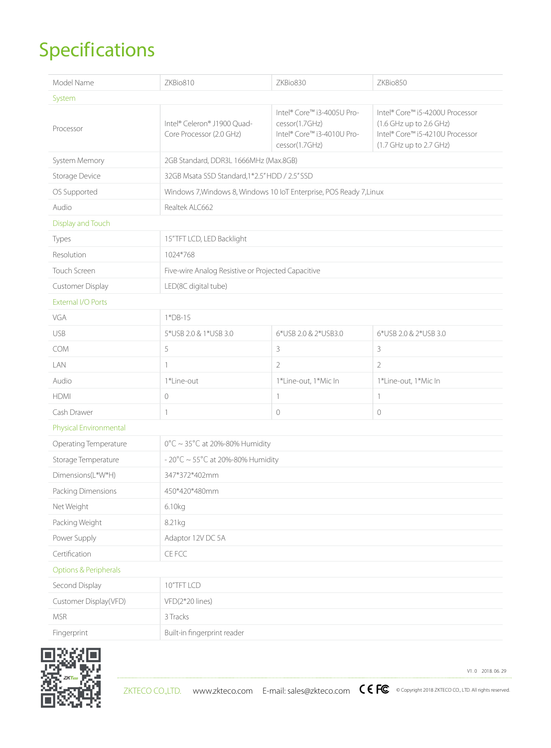# Specifications

| Model Name | ZKBio810 | ZKBio830 | ZKBio850 |
|---|---|---|---|
| System | | | |
| Processor | Intel® Celeron® J1900 Quad-Core Processor (2.0 GHz) | Intel® Core™ i3-4005U Processor(1.7GHz) Intel® Core™ i3-4010U Processor(1.7GHz) | Intel® Core™ i5-4200U Processor (1.6 GHz up to 2.6 GHz) Intel® Core™ i5-4210U Processor (1.7 GHz up to 2.7 GHz) |
| System Memory | 2GB Standard, DDR3L 1666MHz (Max.8GB) | | |
| Storage Device | 32GB Msata SSD Standard,1*2.5" HDD / 2.5" SSD | | |
| OS Supported | Windows 7,Windows 8, Windows 10 IoT Enterprise, POS Ready 7,Linux | | |
| Audio | Realtek ALC662 | | |
| Display and Touch | | | |
| Types | 15" TFT LCD, LED Backlight | | |
| Resolution | 1024*768 | | |
| Touch Screen | Five-wire Analog Resistive or Projected Capacitive | | |
| Customer Display | LED(8C digital tube) | | |
| External I/O Ports | | | |
| VGA | 1*DB-15 | | |
| USB | 5*USB 2.0 & 1*USB 3.0 | 6*USB 2.0 & 2*USB3.0 | 6*USB 2.0 & 2*USB 3.0 |
| COM | 5 | 3 | 3 |
| LAN | 1 | 2 | 2 |
| Audio | 1*Line-out | 1*Line-out, 1*Mic In | 1*Line-out, 1*Mic In |
| HDMI | 0 | 1 | 1 |
| Cash Drawer | 1 | 0 | 0 |
| Physical Environmental | | | |
| Operating Temperature | 0°C ~ 35°C at 20%-80% Humidity | | |
| Storage Temperature | - 20°C ~ 55°C at 20%-80% Humidity | | |
| Dimensions(L*W*H) | 347*372*402mm | | |
| Packing Dimensions | 450*420*480mm | | |
| Net Weight | 6.10kg | | |
| Packing Weight | 8.21kg | | |
| Power Supply | Adaptor 12V DC 5A | | |
| Certification | CE FCC | | |
| Options & Peripherals | | | |
| Second Display | 10" TFT LCD | | |
| Customer Display(VFD) | VFD(2*20 lines) | | |
| MSR | 3 Tracks | | |
| Fingerprint | Built-in fingerprint reader | | |

V1.0 2018. 06. 29

ZKTECO CO.,LTD. www.zkteco.com E-mail: sales@zkteco.com

© Copyright 2018 ZKTECO CO., LTD. All rights reserved.